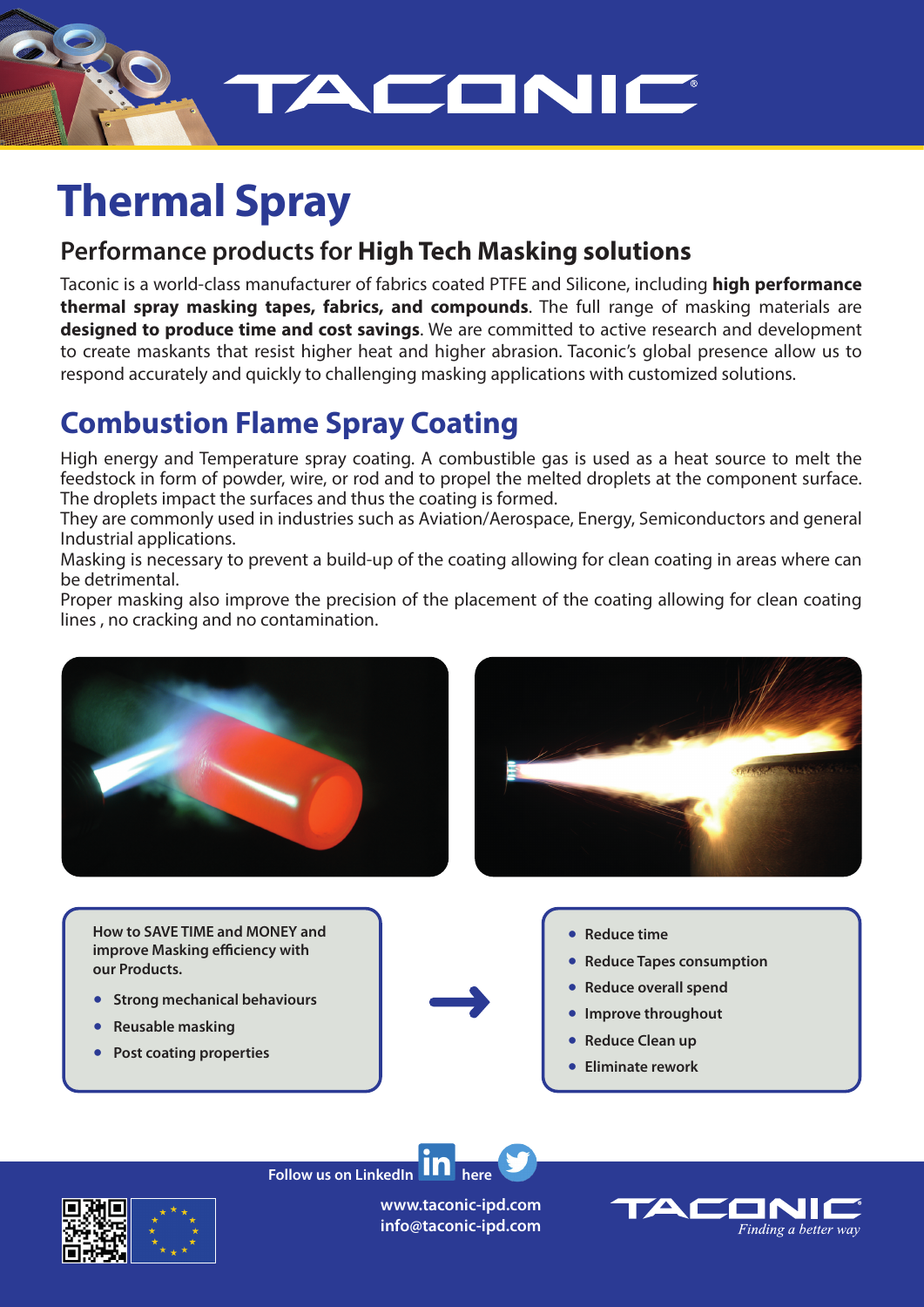# Thermal Spray

## Performance products for **High Tech Masking solutions**

Taconic is a world-class manufacturer of fabrics coated PTFE and Silicone, including **high performance thermal spray masking tapes, fabrics, and compounds**. The full range of masking materials are **designed to produce time and cost savings**. We are committed to active research and development to create maskants that resist higher heat and higher abrasion. Taconic's global presence allow us to respond accurately and quickly to challenging masking applications with customized solutions.

## Combustion Flame Spray Coating

High energy and Temperature spray coating. A combustible gas is used as a heat source to melt the feedstock in form of powder, wire, or rod and to propel the melted droplets at the component surface. The droplets impact the surfaces and thus the coating is formed.
They are commonly used in industries such as Aviation/Aerospace, Energy, Semiconductors and general Industrial applications.
Masking is necessary to prevent a build-up of the coating allowing for clean coating in areas where can be detrimental.
Proper masking also improve the precision of the placement of the coating allowing for clean coating lines , no cracking and no contamination.

**How to SAVE TIME and MONEY and improve Masking efficiency with our Products.**

- **Strong mechanical behaviours**
- **Reusable masking**
- **Post coating properties**

→

- **Reduce time**
- **Reduce Tapes consumption**
- **Reduce overall spend**
- **Improve throughout**
- **Reduce Clean up**
- **Eliminate rework**

**Follow us on LinkedIn here**

**www.taconic-ipd.com**
**info@taconic-ipd.com**

TACONIC *Finding a better way*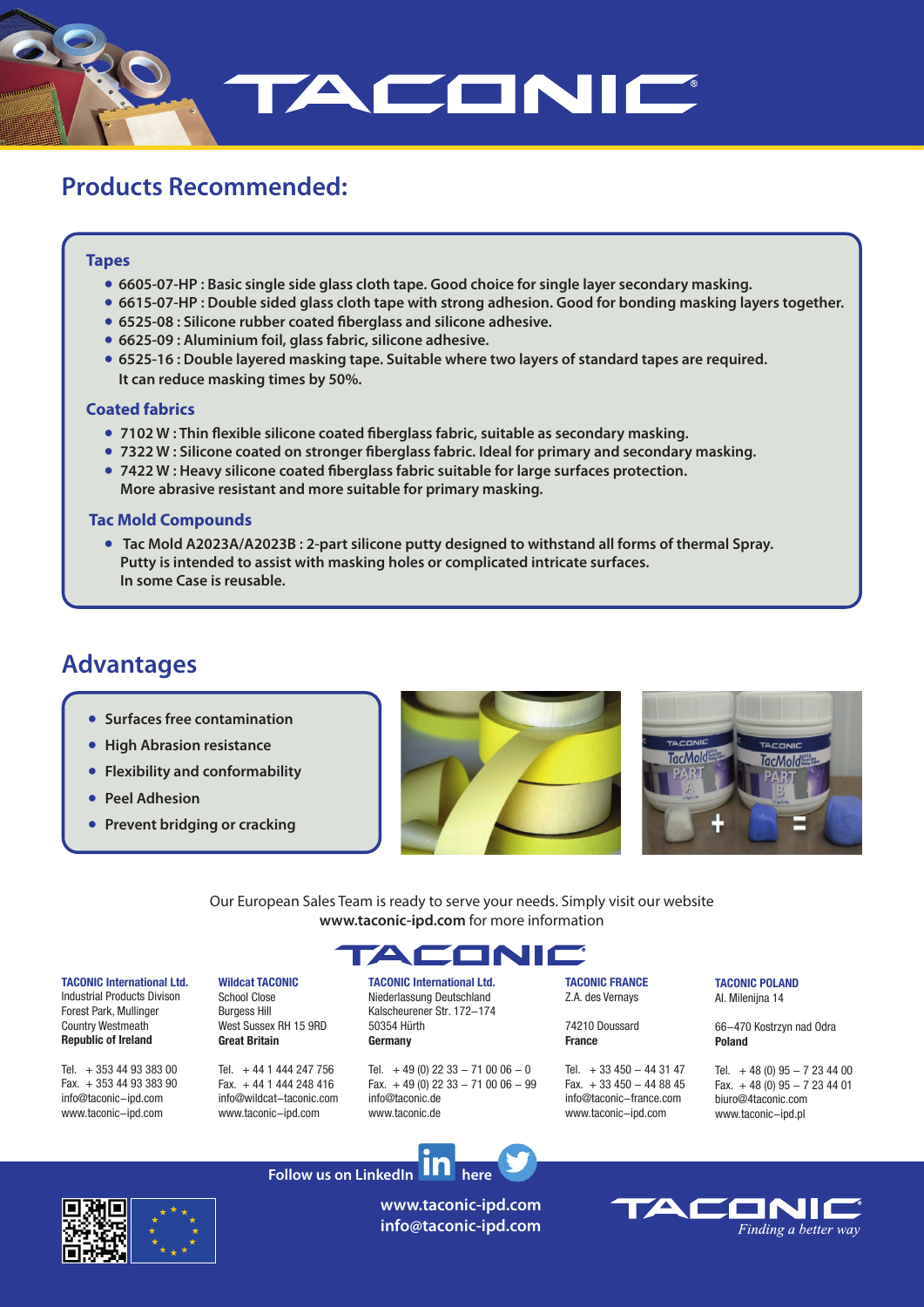## Products Recommended:

### Tapes

- 6605-07-HP : Basic single side glass cloth tape. Good choice for single layer secondary masking.
- 6615-07-HP : Double sided glass cloth tape with strong adhesion. Good for bonding masking layers together.
- 6525-08 : Silicone rubber coated fiberglass and silicone adhesive.
- 6625-09 : Aluminium foil, glass fabric, silicone adhesive.
- 6525-16 : Double layered masking tape. Suitable where two layers of standard tapes are required. It can reduce masking times by 50%.

### Coated fabrics

- 7102 W : Thin flexible silicone coated fiberglass fabric, suitable as secondary masking.
- 7322 W : Silicone coated on stronger fiberglass fabric. Ideal for primary and secondary masking.
- 7422 W : Heavy silicone coated fiberglass fabric suitable for large surfaces protection. More abrasive resistant and more suitable for primary masking.

### Tac Mold Compounds

- Tac Mold A2023A/A2023B : 2-part silicone putty designed to withstand all forms of thermal Spray. Putty is intended to assist with masking holes or complicated intricate surfaces. In some Case is reusable.

## Advantages

- Surfaces free contamination
- High Abrasion resistance
- Flexibility and conformability
- Peel Adhesion
- Prevent bridging or cracking

Our European Sales Team is ready to serve your needs. Simply visit our website **www.taconic-ipd.com** for more information

**TACONIC International Ltd.**
Industrial Products Divison
Forest Park, Mullinger
Country Westmeath
**Republic of Ireland**

Tel. + 353 44 93 383 00
Fax. + 353 44 93 383 90
info@taconic–ipd.com
www.taconic–ipd.com

**Wildcat TACONIC**
School Close
Burgess Hill
West Sussex RH 15 9RD
**Great Britain**

Tel. + 44 1 444 247 756
Fax. + 44 1 444 248 416
info@wildcat–taconic.com
www.taconic–ipd.com

**TACONIC International Ltd.**
Niederlassung Deutschland
Kalscheurener Str. 172–174
50354 Hürth
**Germany**

Tel. + 49 (0) 22 33 – 71 00 06 – 0
Fax. + 49 (0) 22 33 – 71 00 06 – 99
info@taconic.de
www.taconic.de

**TACONIC FRANCE**
Z.A. des Vernays

74210 Doussard
**France**

Tel. + 33 450 – 44 31 47
Fax. + 33 450 – 44 88 45
info@taconic–france.com
www.taconic–ipd.com

**TACONIC POLAND**
Al. Milenijna 14

66–470 Kostrzyn nad Odra
**Poland**

Tel. + 48 (0) 95 – 7 23 44 00
Fax. + 48 (0) 95 – 7 23 44 01
biuro@4taconic.com
www.taconic–ipd.pl

Follow us on LinkedIn here

**www.taconic-ipd.com**
**info@taconic-ipd.com**

TACONIC *Finding a better way*